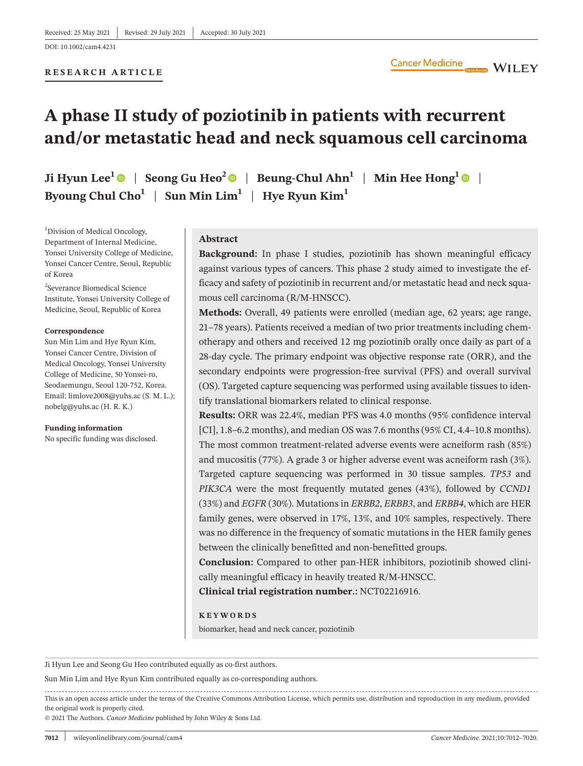Received: 25 May 2021 | Revised: 29 July 2021 | Accepted: 30 July 2021

DOI: 10.1002/cam4.4231

**RESEARCH ARTICLE**

# A phase II study of poziotinib in patients with recurrent and/or metastatic head and neck squamous cell carcinoma

**Ji Hyun Lee**[1] | **Seong Gu Heo**[2] | **Beung-Chul Ahn**[1] | **Min Hee Hong**[1] | **Byoung Chul Cho**[1] | **Sun Min Lim**[1] | **Hye Ryun Kim**[1]

[1]Division of Medical Oncology, Department of Internal Medicine, Yonsei University College of Medicine, Yonsei Cancer Centre, Seoul, Republic of Korea

[2]Severance Biomedical Science Institute, Yonsei University College of Medicine, Seoul, Republic of Korea

**Correspondence**
Sun Min Lim and Hye Ryun Kim, Yonsei Cancer Centre, Division of Medical Oncology, Yonsei University College of Medicine, 50 Yonsei-ro, Seodaemungu, Seoul 120-752, Korea.
Email: limlove2008@yuhs.ac (S. M. L.); nobelg@yuhs.ac (H. R. K.)

**Funding information**
No specific funding was disclosed.

## Abstract

**Background:** In phase I studies, poziotinib has shown meaningful efficacy against various types of cancers. This phase 2 study aimed to investigate the efficacy and safety of poziotinib in recurrent and/or metastatic head and neck squamous cell carcinoma (R/M-HNSCC).

**Methods:** Overall, 49 patients were enrolled (median age, 62 years; age range, 21–78 years). Patients received a median of two prior treatments including chemotherapy and others and received 12 mg poziotinib orally once daily as part of a 28-day cycle. The primary endpoint was objective response rate (ORR), and the secondary endpoints were progression-free survival (PFS) and overall survival (OS). Targeted capture sequencing was performed using available tissues to identify translational biomarkers related to clinical response.

**Results:** ORR was 22.4%, median PFS was 4.0 months (95% confidence interval [CI], 1.8–6.2 months), and median OS was 7.6 months (95% CI, 4.4–10.8 months). The most common treatment-related adverse events were acneiform rash (85%) and mucositis (77%). A grade 3 or higher adverse event was acneiform rash (3%). Targeted capture sequencing was performed in 30 tissue samples. *TP53* and *PIK3CA* were the most frequently mutated genes (43%), followed by *CCND1* (33%) and *EGFR* (30%). Mutations in *ERBB2*, *ERBB3*, and *ERBB4*, which are HER family genes, were observed in 17%, 13%, and 10% samples, respectively. There was no difference in the frequency of somatic mutations in the HER family genes between the clinically benefitted and non-benefitted groups.

**Conclusion:** Compared to other pan-HER inhibitors, poziotinib showed clinically meaningful efficacy in heavily treated R/M-HNSCC.

**Clinical trial registration number.:** NCT02216916.

**KEYWORDS**

biomarker, head and neck cancer, poziotinib

Ji Hyun Lee and Seong Gu Heo contributed equally as co-first authors.

Sun Min Lim and Hye Ryun Kim contributed equally as co-corresponding authors.

This is an open access article under the terms of the Creative Commons Attribution License, which permits use, distribution and reproduction in any medium, provided the original work is properly cited.
© 2021 The Authors. *Cancer Medicine* published by John Wiley & Sons Ltd.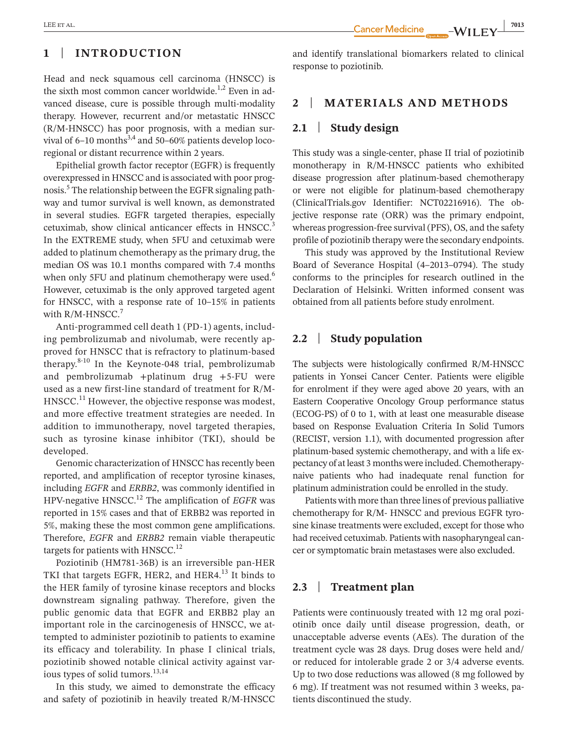## 1 | INTRODUCTION

Head and neck squamous cell carcinoma (HNSCC) is the sixth most common cancer worldwide.[1,2] Even in advanced disease, cure is possible through multi-modality therapy. However, recurrent and/or metastatic HNSCC (R/M-HNSCC) has poor prognosis, with a median survival of 6–10 months[3,4] and 50–60% patients develop locoregional or distant recurrence within 2 years.

Epithelial growth factor receptor (EGFR) is frequently overexpressed in HNSCC and is associated with poor prognosis.[5] The relationship between the EGFR signaling pathway and tumor survival is well known, as demonstrated in several studies. EGFR targeted therapies, especially cetuximab, show clinical anticancer effects in HNSCC.[3] In the EXTREME study, when 5FU and cetuximab were added to platinum chemotherapy as the primary drug, the median OS was 10.1 months compared with 7.4 months when only 5FU and platinum chemotherapy were used.[6] However, cetuximab is the only approved targeted agent for HNSCC, with a response rate of 10–15% in patients with R/M-HNSCC.[7]

Anti-programmed cell death 1 (PD-1) agents, including pembrolizumab and nivolumab, were recently approved for HNSCC that is refractory to platinum-based therapy.[8-10] In the Keynote-048 trial, pembrolizumab and pembrolizumab +platinum drug +5-FU were used as a new first-line standard of treatment for R/M-HNSCC.[11] However, the objective response was modest, and more effective treatment strategies are needed. In addition to immunotherapy, novel targeted therapies, such as tyrosine kinase inhibitor (TKI), should be developed.

Genomic characterization of HNSCC has recently been reported, and amplification of receptor tyrosine kinases, including *EGFR* and *ERBB2*, was commonly identified in HPV-negative HNSCC.[12] The amplification of *EGFR* was reported in 15% cases and that of ERBB2 was reported in 5%, making these the most common gene amplifications. Therefore, *EGFR* and *ERBB2* remain viable therapeutic targets for patients with HNSCC.[12]

Poziotinib (HM781-36B) is an irreversible pan-HER TKI that targets EGFR, HER2, and HER4.[13] It binds to the HER family of tyrosine kinase receptors and blocks downstream signaling pathway. Therefore, given the public genomic data that EGFR and ERBB2 play an important role in the carcinogenesis of HNSCC, we attempted to administer poziotinib to patients to examine its efficacy and tolerability. In phase I clinical trials, poziotinib showed notable clinical activity against various types of solid tumors.[13,14]

In this study, we aimed to demonstrate the efficacy and safety of poziotinib in heavily treated R/M-HNSCC and identify translational biomarkers related to clinical response to poziotinib.

## 2 | MATERIALS AND METHODS

### 2.1 | Study design

This study was a single-center, phase II trial of poziotinib monotherapy in R/M-HNSCC patients who exhibited disease progression after platinum-based chemotherapy or were not eligible for platinum-based chemotherapy (ClinicalTrials.gov Identifier: NCT02216916). The objective response rate (ORR) was the primary endpoint, whereas progression-free survival (PFS), OS, and the safety profile of poziotinib therapy were the secondary endpoints.

This study was approved by the Institutional Review Board of Severance Hospital (4–2013–0794). The study conforms to the principles for research outlined in the Declaration of Helsinki. Written informed consent was obtained from all patients before study enrolment.

### 2.2 | Study population

The subjects were histologically confirmed R/M-HNSCC patients in Yonsei Cancer Center. Patients were eligible for enrolment if they were aged above 20 years, with an Eastern Cooperative Oncology Group performance status (ECOG-PS) of 0 to 1, with at least one measurable disease based on Response Evaluation Criteria In Solid Tumors (RECIST, version 1.1), with documented progression after platinum-based systemic chemotherapy, and with a life expectancy of at least 3 months were included. Chemotherapy-naive patients who had inadequate renal function for platinum administration could be enrolled in the study.

Patients with more than three lines of previous palliative chemotherapy for R/M- HNSCC and previous EGFR tyrosine kinase treatments were excluded, except for those who had received cetuximab. Patients with nasopharyngeal cancer or symptomatic brain metastases were also excluded.

### 2.3 | Treatment plan

Patients were continuously treated with 12 mg oral poziotinib once daily until disease progression, death, or unacceptable adverse events (AEs). The duration of the treatment cycle was 28 days. Drug doses were held and/or reduced for intolerable grade 2 or 3/4 adverse events. Up to two dose reductions was allowed (8 mg followed by 6 mg). If treatment was not resumed within 3 weeks, patients discontinued the study.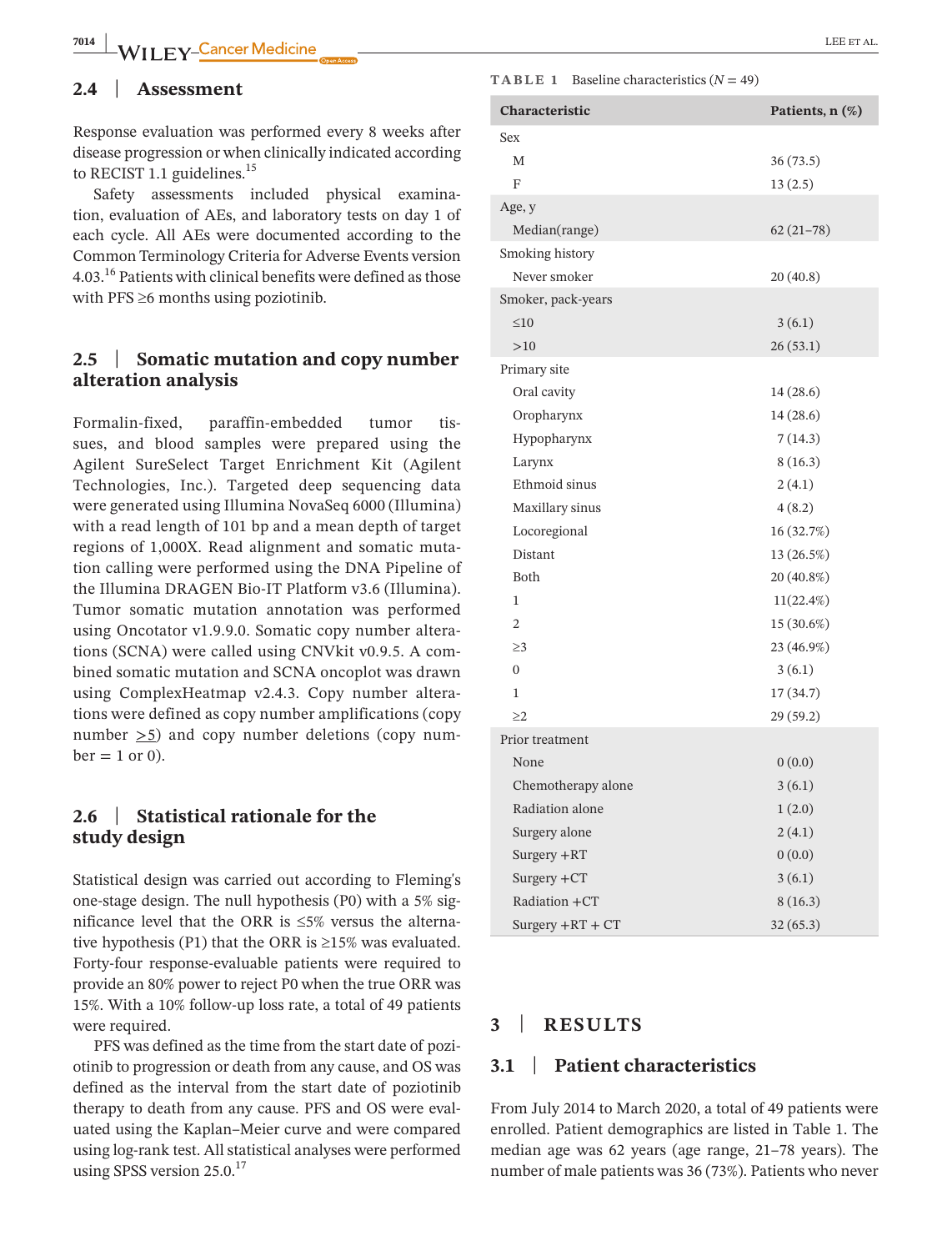## 2.4 | Assessment

Response evaluation was performed every 8 weeks after disease progression or when clinically indicated according to RECIST 1.1 guidelines.[15]

Safety assessments included physical examination, evaluation of AEs, and laboratory tests on day 1 of each cycle. All AEs were documented according to the Common Terminology Criteria for Adverse Events version 4.03.[16] Patients with clinical benefits were defined as those with PFS ≥6 months using poziotinib.

## 2.5 | Somatic mutation and copy number alteration analysis

Formalin-fixed, paraffin-embedded tumor tissues, and blood samples were prepared using the Agilent SureSelect Target Enrichment Kit (Agilent Technologies, Inc.). Targeted deep sequencing data were generated using Illumina NovaSeq 6000 (Illumina) with a read length of 101 bp and a mean depth of target regions of 1,000X. Read alignment and somatic mutation calling were performed using the DNA Pipeline of the Illumina DRAGEN Bio-IT Platform v3.6 (Illumina). Tumor somatic mutation annotation was performed using Oncotator v1.9.9.0. Somatic copy number alterations (SCNA) were called using CNVkit v0.9.5. A combined somatic mutation and SCNA oncoplot was drawn using ComplexHeatmap v2.4.3. Copy number alterations were defined as copy number amplifications (copy number ≥5) and copy number deletions (copy number = 1 or 0).

## 2.6 | Statistical rationale for the study design

Statistical design was carried out according to Fleming's one-stage design. The null hypothesis (P0) with a 5% significance level that the ORR is ≤5% versus the alternative hypothesis (P1) that the ORR is ≥15% was evaluated. Forty-four response-evaluable patients were required to provide an 80% power to reject P0 when the true ORR was 15%. With a 10% follow-up loss rate, a total of 49 patients were required.

PFS was defined as the time from the start date of poziotinib to progression or death from any cause, and OS was defined as the interval from the start date of poziotinib therapy to death from any cause. PFS and OS were evaluated using the Kaplan–Meier curve and were compared using log-rank test. All statistical analyses were performed using SPSS version 25.0.[17]

**TABLE 1** Baseline characteristics (N = 49)

| Characteristic | Patients, n (%) |
|---|---|
| Sex | |
| M | 36 (73.5) |
| F | 13 (2.5) |
| Age, y | |
| Median(range) | 62 (21–78) |
| Smoking history | |
| Never smoker | 20 (40.8) |
| Smoker, pack-years | |
| ≤10 | 3 (6.1) |
| >10 | 26 (53.1) |
| Primary site | |
| Oral cavity | 14 (28.6) |
| Oropharynx | 14 (28.6) |
| Hypopharynx | 7 (14.3) |
| Larynx | 8 (16.3) |
| Ethmoid sinus | 2 (4.1) |
| Maxillary sinus | 4 (8.2) |
| Locoregional | 16 (32.7%) |
| Distant | 13 (26.5%) |
| Both | 20 (40.8%) |
| 1 | 11(22.4%) |
| 2 | 15 (30.6%) |
| ≥3 | 23 (46.9%) |
| 0 | 3 (6.1) |
| 1 | 17 (34.7) |
| ≥2 | 29 (59.2) |
| Prior treatment | |
| None | 0 (0.0) |
| Chemotherapy alone | 3 (6.1) |
| Radiation alone | 1 (2.0) |
| Surgery alone | 2 (4.1) |
| Surgery +RT | 0 (0.0) |
| Surgery +CT | 3 (6.1) |
| Radiation +CT | 8 (16.3) |
| Surgery +RT + CT | 32 (65.3) |

# 3 | RESULTS

## 3.1 | Patient characteristics

From July 2014 to March 2020, a total of 49 patients were enrolled. Patient demographics are listed in Table 1. The median age was 62 years (age range, 21–78 years). The number of male patients was 36 (73%). Patients who never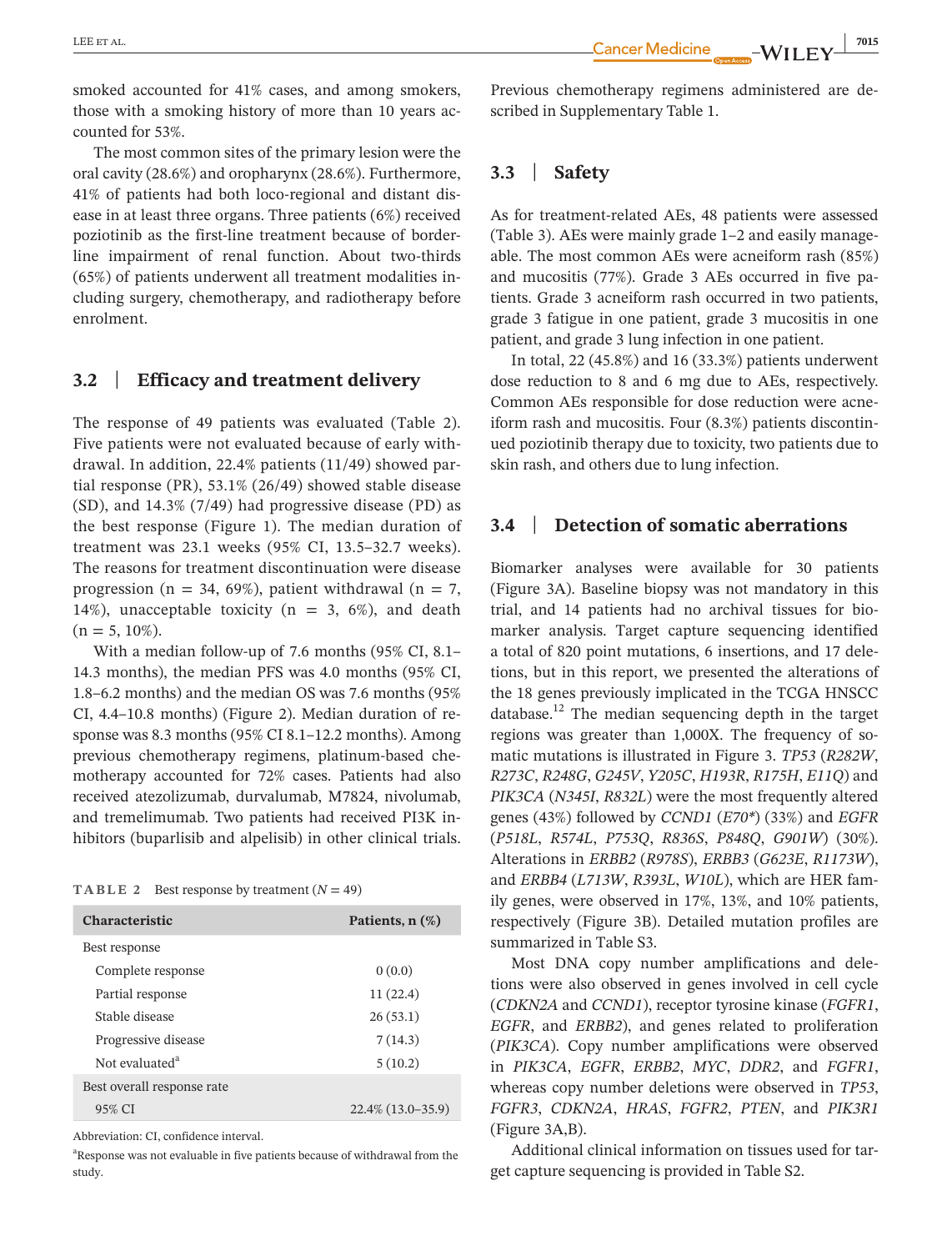smoked accounted for 41% cases, and among smokers, those with a smoking history of more than 10 years accounted for 53%.

The most common sites of the primary lesion were the oral cavity (28.6%) and oropharynx (28.6%). Furthermore, 41% of patients had both loco-regional and distant disease in at least three organs. Three patients (6%) received poziotinib as the first-line treatment because of borderline impairment of renal function. About two-thirds (65%) of patients underwent all treatment modalities including surgery, chemotherapy, and radiotherapy before enrolment.

## 3.2 | Efficacy and treatment delivery

The response of 49 patients was evaluated (Table 2). Five patients were not evaluated because of early withdrawal. In addition, 22.4% patients (11/49) showed partial response (PR), 53.1% (26/49) showed stable disease (SD), and 14.3% (7/49) had progressive disease (PD) as the best response (Figure 1). The median duration of treatment was 23.1 weeks (95% CI, 13.5–32.7 weeks). The reasons for treatment discontinuation were disease progression (n = 34, 69%), patient withdrawal (n = 7, 14%), unacceptable toxicity (n = 3, 6%), and death (n = 5, 10%).

With a median follow-up of 7.6 months (95% CI, 8.1–14.3 months), the median PFS was 4.0 months (95% CI, 1.8–6.2 months) and the median OS was 7.6 months (95% CI, 4.4–10.8 months) (Figure 2). Median duration of response was 8.3 months (95% CI 8.1–12.2 months). Among previous chemotherapy regimens, platinum-based chemotherapy accounted for 72% cases. Patients had also received atezolizumab, durvalumab, M7824, nivolumab, and tremelimumab. Two patients had received PI3K inhibitors (buparlisib and alpelisib) in other clinical trials.

**TABLE 2** Best response by treatment ($N = 49$)

| Characteristic | Patients, n (%) |
|---|---|
| Best response | |
| Complete response | 0 (0.0) |
| Partial response | 11 (22.4) |
| Stable disease | 26 (53.1) |
| Progressive disease | 7 (14.3) |
| Not evaluated[a] | 5 (10.2) |
| Best overall response rate | |
| 95% CI | 22.4% (13.0–35.9) |

Abbreviation: CI, confidence interval.

[a]Response was not evaluable in five patients because of withdrawal from the study.

Previous chemotherapy regimens administered are described in Supplementary Table 1.

## 3.3 | Safety

As for treatment-related AEs, 48 patients were assessed (Table 3). AEs were mainly grade 1–2 and easily manageable. The most common AEs were acneiform rash (85%) and mucositis (77%). Grade 3 AEs occurred in five patients. Grade 3 acneiform rash occurred in two patients, grade 3 fatigue in one patient, grade 3 mucositis in one patient, and grade 3 lung infection in one patient.

In total, 22 (45.8%) and 16 (33.3%) patients underwent dose reduction to 8 and 6 mg due to AEs, respectively. Common AEs responsible for dose reduction were acneiform rash and mucositis. Four (8.3%) patients discontinued poziotinib therapy due to toxicity, two patients due to skin rash, and others due to lung infection.

## 3.4 | Detection of somatic aberrations

Biomarker analyses were available for 30 patients (Figure 3A). Baseline biopsy was not mandatory in this trial, and 14 patients had no archival tissues for biomarker analysis. Target capture sequencing identified a total of 820 point mutations, 6 insertions, and 17 deletions, but in this report, we presented the alterations of the 18 genes previously implicated in the TCGA HNSCC database.[12] The median sequencing depth in the target regions was greater than 1,000X. The frequency of somatic mutations is illustrated in Figure 3. *TP53* (*R282W*, *R273C*, *R248G*, *G245V*, *Y205C*, *H193R*, *R175H*, *E11Q*) and *PIK3CA* (*N345I*, *R832L*) were the most frequently altered genes (43%) followed by *CCND1* (*E70**) (33%) and *EGFR* (*P518L*, *R574L*, *P753Q*, *R836S*, *P848Q*, *G901W*) (30%). Alterations in *ERBB2* (*R978S*), *ERBB3* (*G623E*, *R1173W*), and *ERBB4* (*L713W*, *R393L*, *W10L*), which are HER family genes, were observed in 17%, 13%, and 10% patients, respectively (Figure 3B). Detailed mutation profiles are summarized in Table S3.

Most DNA copy number amplifications and deletions were also observed in genes involved in cell cycle (*CDKN2A* and *CCND1*), receptor tyrosine kinase (*FGFR1*, *EGFR*, and *ERBB2*), and genes related to proliferation (*PIK3CA*). Copy number amplifications were observed in *PIK3CA*, *EGFR*, *ERBB2*, *MYC*, *DDR2*, and *FGFR1*, whereas copy number deletions were observed in *TP53*, *FGFR3*, *CDKN2A*, *HRAS*, *FGFR2*, *PTEN*, and *PIK3R1* (Figure 3A,B).

Additional clinical information on tissues used for target capture sequencing is provided in Table S2.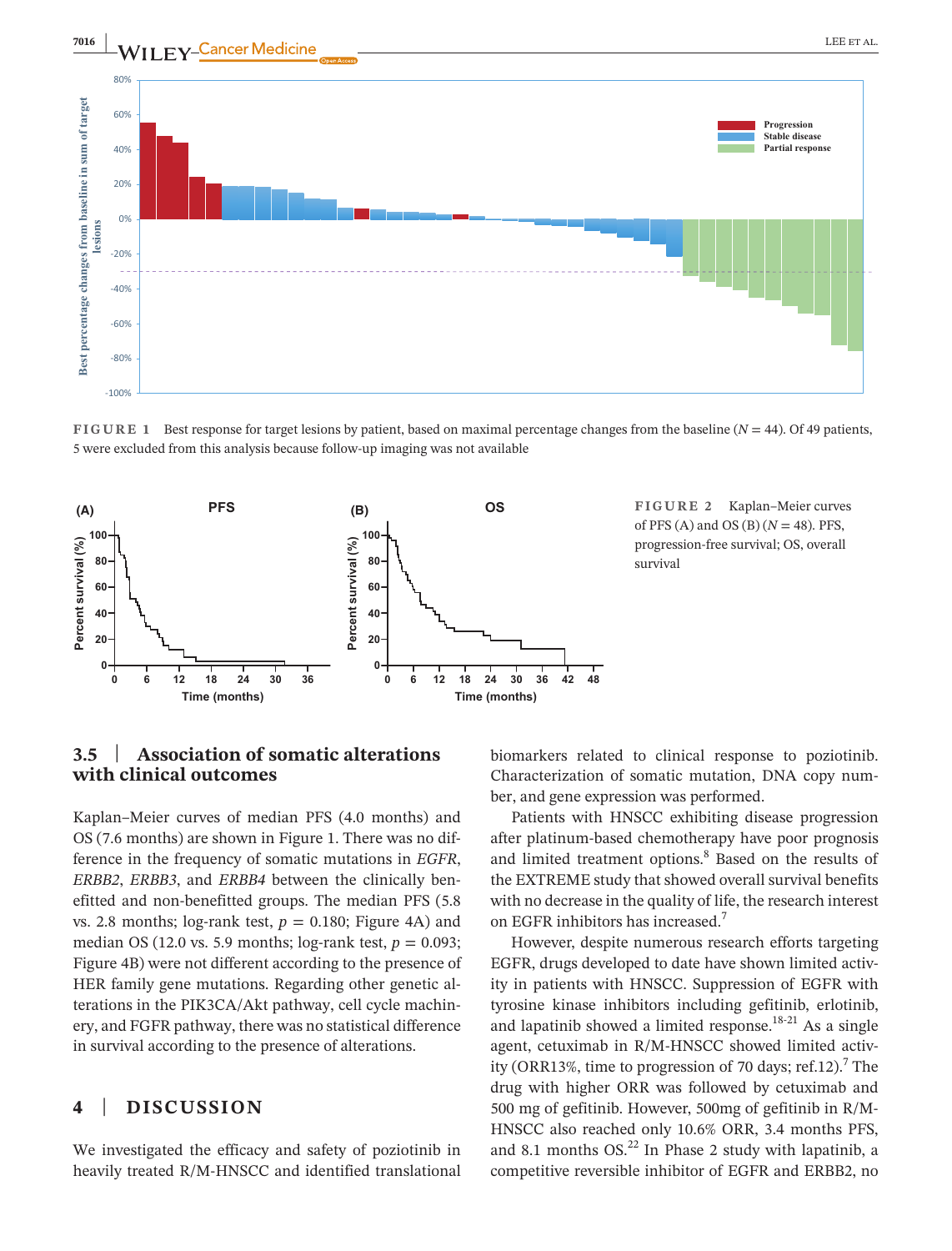FIGURE 1 Best response for target lesions by patient, based on maximal percentage changes from the baseline ($N = 44$). Of 49 patients, 5 were excluded from this analysis because follow-up imaging was not available

FIGURE 2 Kaplan–Meier curves of PFS (A) and OS (B) ($N = 48$). PFS, progression-free survival; OS, overall survival

### 3.5 | Association of somatic alterations with clinical outcomes

Kaplan–Meier curves of median PFS (4.0 months) and OS (7.6 months) are shown in Figure 1. There was no difference in the frequency of somatic mutations in *EGFR*, *ERBB2*, *ERBB3*, and *ERBB4* between the clinically benefitted and non-benefitted groups. The median PFS (5.8 vs. 2.8 months; log-rank test, $p = 0.180$; Figure 4A) and median OS (12.0 vs. 5.9 months; log-rank test, $p = 0.093$; Figure 4B) were not different according to the presence of HER family gene mutations. Regarding other genetic alterations in the PIK3CA/Akt pathway, cell cycle machinery, and FGFR pathway, there was no statistical difference in survival according to the presence of alterations.

## 4 | DISCUSSION

We investigated the efficacy and safety of poziotinib in heavily treated R/M-HNSCC and identified translational biomarkers related to clinical response to poziotinib. Characterization of somatic mutation, DNA copy number, and gene expression was performed.

Patients with HNSCC exhibiting disease progression after platinum-based chemotherapy have poor prognosis and limited treatment options.[8] Based on the results of the EXTREME study that showed overall survival benefits with no decrease in the quality of life, the research interest on EGFR inhibitors has increased.[7]

However, despite numerous research efforts targeting EGFR, drugs developed to date have shown limited activity in patients with HNSCC. Suppression of EGFR with tyrosine kinase inhibitors including gefitinib, erlotinib, and lapatinib showed a limited response.[18-21] As a single agent, cetuximab in R/M-HNSCC showed limited activity (ORR13%, time to progression of 70 days; ref.12).[7] The drug with higher ORR was followed by cetuximab and 500 mg of gefitinib. However, 500mg of gefitinib in R/M-HNSCC also reached only 10.6% ORR, 3.4 months PFS, and 8.1 months OS.[22] In Phase 2 study with lapatinib, a competitive reversible inhibitor of EGFR and ERBB2, no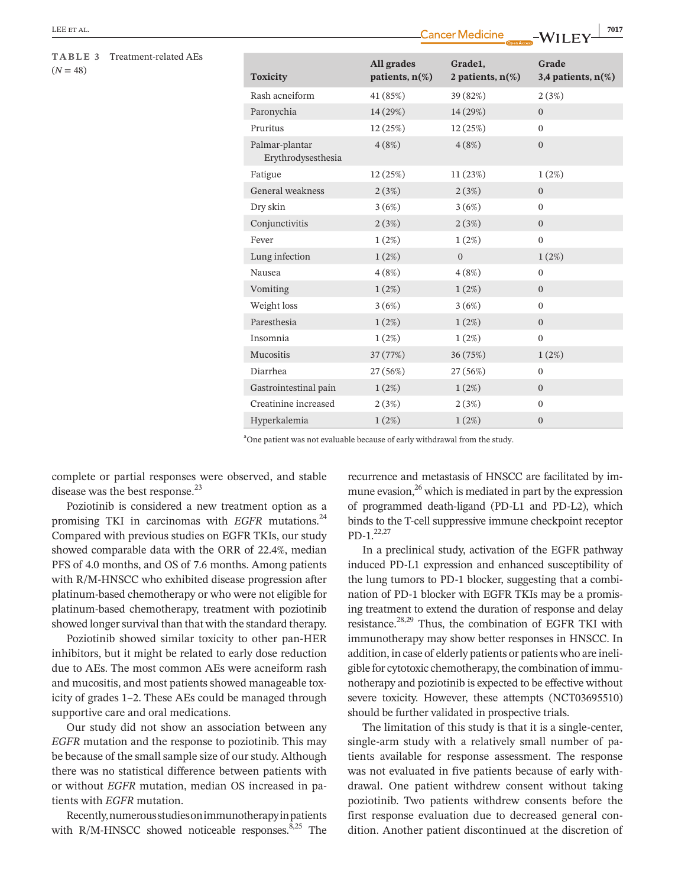**TABLE 3** Treatment-related AEs (N = 48)

| Toxicity | All grades patients, n(%) | Grade1, 2 patients, n(%) | Grade 3,4 patients, n(%) |
|---|---|---|---|
| Rash acneiform | 41 (85%) | 39 (82%) | 2 (3%) |
| Paronychia | 14 (29%) | 14 (29%) | 0 |
| Pruritus | 12 (25%) | 12 (25%) | 0 |
| Palmar-plantar Erythrodysesthesia | 4 (8%) | 4 (8%) | 0 |
| Fatigue | 12 (25%) | 11 (23%) | 1 (2%) |
| General weakness | 2 (3%) | 2 (3%) | 0 |
| Dry skin | 3 (6%) | 3 (6%) | 0 |
| Conjunctivitis | 2 (3%) | 2 (3%) | 0 |
| Fever | 1 (2%) | 1 (2%) | 0 |
| Lung infection | 1 (2%) | 0 | 1 (2%) |
| Nausea | 4 (8%) | 4 (8%) | 0 |
| Vomiting | 1 (2%) | 1 (2%) | 0 |
| Weight loss | 3 (6%) | 3 (6%) | 0 |
| Paresthesia | 1 (2%) | 1 (2%) | 0 |
| Insomnia | 1 (2%) | 1 (2%) | 0 |
| Mucositis | 37 (77%) | 36 (75%) | 1 (2%) |
| Diarrhea | 27 (56%) | 27 (56%) | 0 |
| Gastrointestinal pain | 1 (2%) | 1 (2%) | 0 |
| Creatinine increased | 2 (3%) | 2 (3%) | 0 |
| Hyperkalemia | 1 (2%) | 1 (2%) | 0 |

[a]One patient was not evaluable because of early withdrawal from the study.

complete or partial responses were observed, and stable disease was the best response.[23]

Poziotinib is considered a new treatment option as a promising TKI in carcinomas with *EGFR* mutations.[24] Compared with previous studies on EGFR TKIs, our study showed comparable data with the ORR of 22.4%, median PFS of 4.0 months, and OS of 7.6 months. Among patients with R/M-HNSCC who exhibited disease progression after platinum-based chemotherapy or who were not eligible for platinum-based chemotherapy, treatment with poziotinib showed longer survival than that with the standard therapy.

Poziotinib showed similar toxicity to other pan-HER inhibitors, but it might be related to early dose reduction due to AEs. The most common AEs were acneiform rash and mucositis, and most patients showed manageable toxicity of grades 1–2. These AEs could be managed through supportive care and oral medications.

Our study did not show an association between any *EGFR* mutation and the response to poziotinib. This may be because of the small sample size of our study. Although there was no statistical difference between patients with or without *EGFR* mutation, median OS increased in patients with *EGFR* mutation.

Recently, numerous studies on immunotherapy in patients with R/M-HNSCC showed noticeable responses.[8,25] The recurrence and metastasis of HNSCC are facilitated by immune evasion,[26] which is mediated in part by the expression of programmed death-ligand (PD-L1 and PD-L2), which binds to the T-cell suppressive immune checkpoint receptor PD-1.[22,27]

In a preclinical study, activation of the EGFR pathway induced PD-L1 expression and enhanced susceptibility of the lung tumors to PD-1 blocker, suggesting that a combination of PD-1 blocker with EGFR TKIs may be a promising treatment to extend the duration of response and delay resistance.[28,29] Thus, the combination of EGFR TKI with immunotherapy may show better responses in HNSCC. In addition, in case of elderly patients or patients who are ineligible for cytotoxic chemotherapy, the combination of immunotherapy and poziotinib is expected to be effective without severe toxicity. However, these attempts (NCT03695510) should be further validated in prospective trials.

The limitation of this study is that it is a single-center, single-arm study with a relatively small number of patients available for response assessment. The response was not evaluated in five patients because of early withdrawal. One patient withdrew consent without taking poziotinib. Two patients withdrew consents before the first response evaluation due to decreased general condition. Another patient discontinued at the discretion of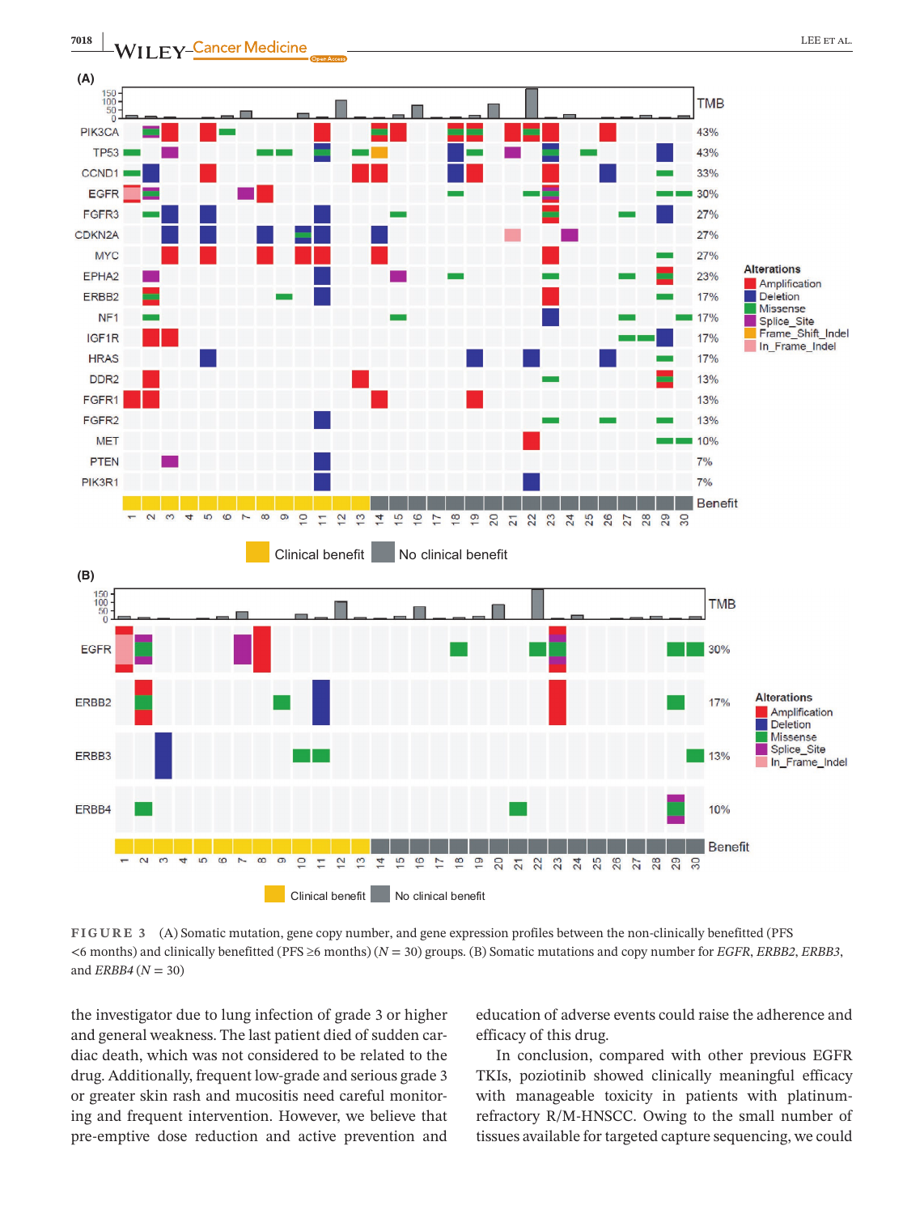**FIGURE 3** (A) Somatic mutation, gene copy number, and gene expression profiles between the non-clinically benefitted (PFS <6 months) and clinically benefitted (PFS ≥6 months) (*N* = 30) groups. (B) Somatic mutations and copy number for *EGFR*, *ERBB2*, *ERBB3*, and *ERBB4* (*N* = 30)

the investigator due to lung infection of grade 3 or higher and general weakness. The last patient died of sudden cardiac death, which was not considered to be related to the drug. Additionally, frequent low-grade and serious grade 3 or greater skin rash and mucositis need careful monitoring and frequent intervention. However, we believe that pre-emptive dose reduction and active prevention and education of adverse events could raise the adherence and efficacy of this drug.

In conclusion, compared with other previous EGFR TKIs, poziotinib showed clinically meaningful efficacy with manageable toxicity in patients with platinum-refractory R/M-HNSCC. Owing to the small number of tissues available for targeted capture sequencing, we could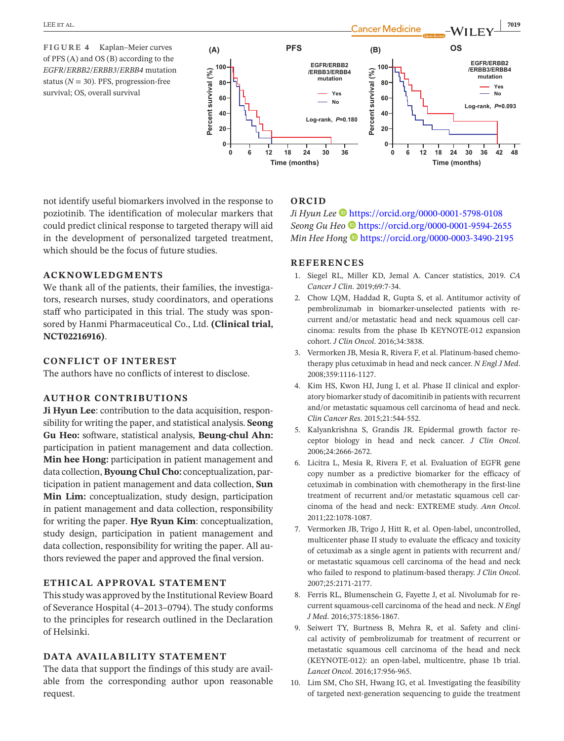FIGURE 4 Kaplan–Meier curves of PFS (A) and OS (B) according to the *EGFR*/*ERBB2*/*ERBB3*/*ERBB4* mutation status (*N* = 30). PFS, progression-free survival; OS, overall survival

not identify useful biomarkers involved in the response to poziotinib. The identification of molecular markers that could predict clinical response to targeted therapy will aid in the development of personalized targeted treatment, which should be the focus of future studies.

## ACKNOWLEDGMENTS

We thank all of the patients, their families, the investigators, research nurses, study coordinators, and operations staff who participated in this trial. The study was sponsored by Hanmi Pharmaceutical Co., Ltd. **(Clinical trial, NCT02216916)**.

## CONFLICT OF INTEREST

The authors have no conflicts of interest to disclose.

## AUTHOR CONTRIBUTIONS

**Ji Hyun Lee**: contribution to the data acquisition, responsibility for writing the paper, and statistical analysis. **Seong Gu Heo:** software, statistical analysis, **Beung-chul Ahn:** participation in patient management and data collection. **Min hee Hong:** participation in patient management and data collection, **Byoung Chul Cho:** conceptualization, participation in patient management and data collection, **Sun Min Lim:** conceptualization, study design, participation in patient management and data collection, responsibility for writing the paper. **Hye Ryun Kim**: conceptualization, study design, participation in patient management and data collection, responsibility for writing the paper. All authors reviewed the paper and approved the final version.

## ETHICAL APPROVAL STATEMENT

This study was approved by the Institutional Review Board of Severance Hospital (4–2013–0794). The study conforms to the principles for research outlined in the Declaration of Helsinki.

## DATA AVAILABILITY STATEMENT

The data that support the findings of this study are available from the corresponding author upon reasonable request.

## ORCID

*Ji Hyun Lee* https://orcid.org/0000-0001-5798-0108
*Seong Gu Heo* https://orcid.org/0000-0001-9594-2655
*Min Hee Hong* https://orcid.org/0000-0003-3490-2195

## REFERENCES

1. Siegel RL, Miller KD, Jemal A. Cancer statistics, 2019. *CA Cancer J Clin*. 2019;69:7-34.
2. Chow LQM, Haddad R, Gupta S, et al. Antitumor activity of pembrolizumab in biomarker-unselected patients with recurrent and/or metastatic head and neck squamous cell carcinoma: results from the phase Ib KEYNOTE-012 expansion cohort. *J Clin Oncol*. 2016;34:3838.
3. Vermorken JB, Mesia R, Rivera F, et al. Platinum-based chemotherapy plus cetuximab in head and neck cancer. *N Engl J Med*. 2008;359:1116-1127.
4. Kim HS, Kwon HJ, Jung I, et al. Phase II clinical and exploratory biomarker study of dacomitinib in patients with recurrent and/or metastatic squamous cell carcinoma of head and neck. *Clin Cancer Res*. 2015;21:544-552.
5. Kalyankrishna S, Grandis JR. Epidermal growth factor receptor biology in head and neck cancer. *J Clin Oncol*. 2006;24:2666-2672.
6. Licitra L, Mesia R, Rivera F, et al. Evaluation of EGFR gene copy number as a predictive biomarker for the efficacy of cetuximab in combination with chemotherapy in the first-line treatment of recurrent and/or metastatic squamous cell carcinoma of the head and neck: EXTREME study. *Ann Oncol*. 2011;22:1078-1087.
7. Vermorken JB, Trigo J, Hitt R, et al. Open-label, uncontrolled, multicenter phase II study to evaluate the efficacy and toxicity of cetuximab as a single agent in patients with recurrent and/or metastatic squamous cell carcinoma of the head and neck who failed to respond to platinum-based therapy. *J Clin Oncol*. 2007;25:2171-2177.
8. Ferris RL, Blumenschein G, Fayette J, et al. Nivolumab for recurrent squamous-cell carcinoma of the head and neck. *N Engl J Med*. 2016;375:1856-1867.
9. Seiwert TY, Burtness B, Mehra R, et al. Safety and clinical activity of pembrolizumab for treatment of recurrent or metastatic squamous cell carcinoma of the head and neck (KEYNOTE-012): an open-label, multicentre, phase 1b trial. *Lancet Oncol*. 2016;17:956-965.
10. Lim SM, Cho SH, Hwang IG, et al. Investigating the feasibility of targeted next-generation sequencing to guide the treatment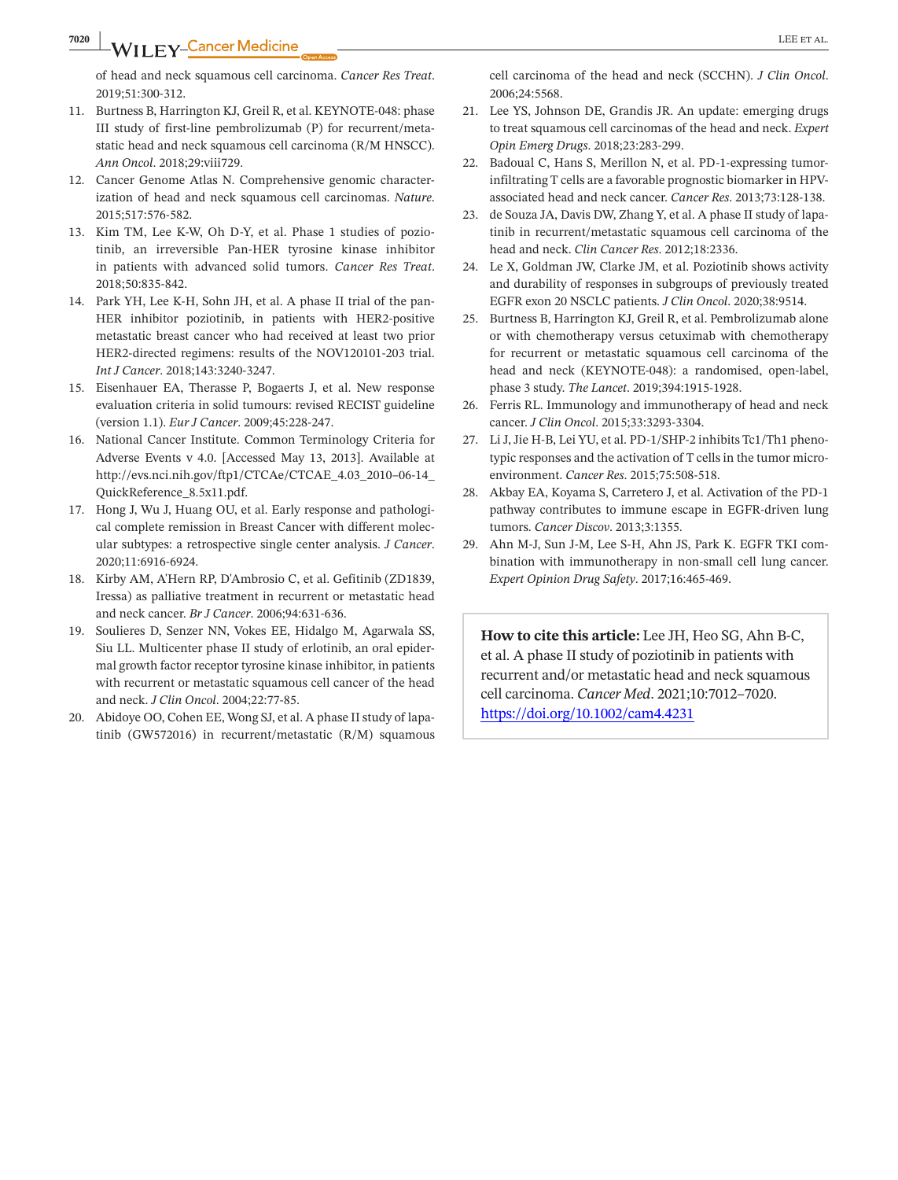of head and neck squamous cell carcinoma. *Cancer Res Treat*. 2019;51:300-312.

11. Burtness B, Harrington KJ, Greil R, et al. KEYNOTE-048: phase III study of first-line pembrolizumab (P) for recurrent/metastatic head and neck squamous cell carcinoma (R/M HNSCC). *Ann Oncol*. 2018;29:viii729.
12. Cancer Genome Atlas N. Comprehensive genomic characterization of head and neck squamous cell carcinomas. *Nature*. 2015;517:576-582.
13. Kim TM, Lee K-W, Oh D-Y, et al. Phase 1 studies of poziotinib, an irreversible Pan-HER tyrosine kinase inhibitor in patients with advanced solid tumors. *Cancer Res Treat*. 2018;50:835-842.
14. Park YH, Lee K-H, Sohn JH, et al. A phase II trial of the pan-HER inhibitor poziotinib, in patients with HER2-positive metastatic breast cancer who had received at least two prior HER2-directed regimens: results of the NOV120101-203 trial. *Int J Cancer*. 2018;143:3240-3247.
15. Eisenhauer EA, Therasse P, Bogaerts J, et al. New response evaluation criteria in solid tumours: revised RECIST guideline (version 1.1). *Eur J Cancer*. 2009;45:228-247.
16. National Cancer Institute. Common Terminology Criteria for Adverse Events v 4.0. [Accessed May 13, 2013]. Available at http://evs.nci.nih.gov/ftp1/CTCAe/CTCAE_4.03_2010–06-14_QuickReference_8.5x11.pdf.
17. Hong J, Wu J, Huang OU, et al. Early response and pathological complete remission in Breast Cancer with different molecular subtypes: a retrospective single center analysis. *J Cancer*. 2020;11:6916-6924.
18. Kirby AM, A'Hern RP, D'Ambrosio C, et al. Gefitinib (ZD1839, Iressa) as palliative treatment in recurrent or metastatic head and neck cancer. *Br J Cancer*. 2006;94:631-636.
19. Soulieres D, Senzer NN, Vokes EE, Hidalgo M, Agarwala SS, Siu LL. Multicenter phase II study of erlotinib, an oral epidermal growth factor receptor tyrosine kinase inhibitor, in patients with recurrent or metastatic squamous cell cancer of the head and neck. *J Clin Oncol*. 2004;22:77-85.
20. Abidoye OO, Cohen EE, Wong SJ, et al. A phase II study of lapatinib (GW572016) in recurrent/metastatic (R/M) squamous cell carcinoma of the head and neck (SCCHN). *J Clin Oncol*. 2006;24:5568.
21. Lee YS, Johnson DE, Grandis JR. An update: emerging drugs to treat squamous cell carcinomas of the head and neck. *Expert Opin Emerg Drugs*. 2018;23:283-299.
22. Badoual C, Hans S, Merillon N, et al. PD-1-expressing tumor-infiltrating T cells are a favorable prognostic biomarker in HPV-associated head and neck cancer. *Cancer Res*. 2013;73:128-138.
23. de Souza JA, Davis DW, Zhang Y, et al. A phase II study of lapatinib in recurrent/metastatic squamous cell carcinoma of the head and neck. *Clin Cancer Res*. 2012;18:2336.
24. Le X, Goldman JW, Clarke JM, et al. Poziotinib shows activity and durability of responses in subgroups of previously treated EGFR exon 20 NSCLC patients. *J Clin Oncol*. 2020;38:9514.
25. Burtness B, Harrington KJ, Greil R, et al. Pembrolizumab alone or with chemotherapy versus cetuximab with chemotherapy for recurrent or metastatic squamous cell carcinoma of the head and neck (KEYNOTE-048): a randomised, open-label, phase 3 study. *The Lancet*. 2019;394:1915-1928.
26. Ferris RL. Immunology and immunotherapy of head and neck cancer. *J Clin Oncol*. 2015;33:3293-3304.
27. Li J, Jie H-B, Lei YU, et al. PD-1/SHP-2 inhibits Tc1/Th1 phenotypic responses and the activation of T cells in the tumor microenvironment. *Cancer Res*. 2015;75:508-518.
28. Akbay EA, Koyama S, Carretero J, et al. Activation of the PD-1 pathway contributes to immune escape in EGFR-driven lung tumors. *Cancer Discov*. 2013;3:1355.
29. Ahn M-J, Sun J-M, Lee S-H, Ahn JS, Park K. EGFR TKI combination with immunotherapy in non-small cell lung cancer. *Expert Opinion Drug Safety*. 2017;16:465-469.

**How to cite this article:** Lee JH, Heo SG, Ahn B-C, et al. A phase II study of poziotinib in patients with recurrent and/or metastatic head and neck squamous cell carcinoma. *Cancer Med*. 2021;10:7012–7020. https://doi.org/10.1002/cam4.4231